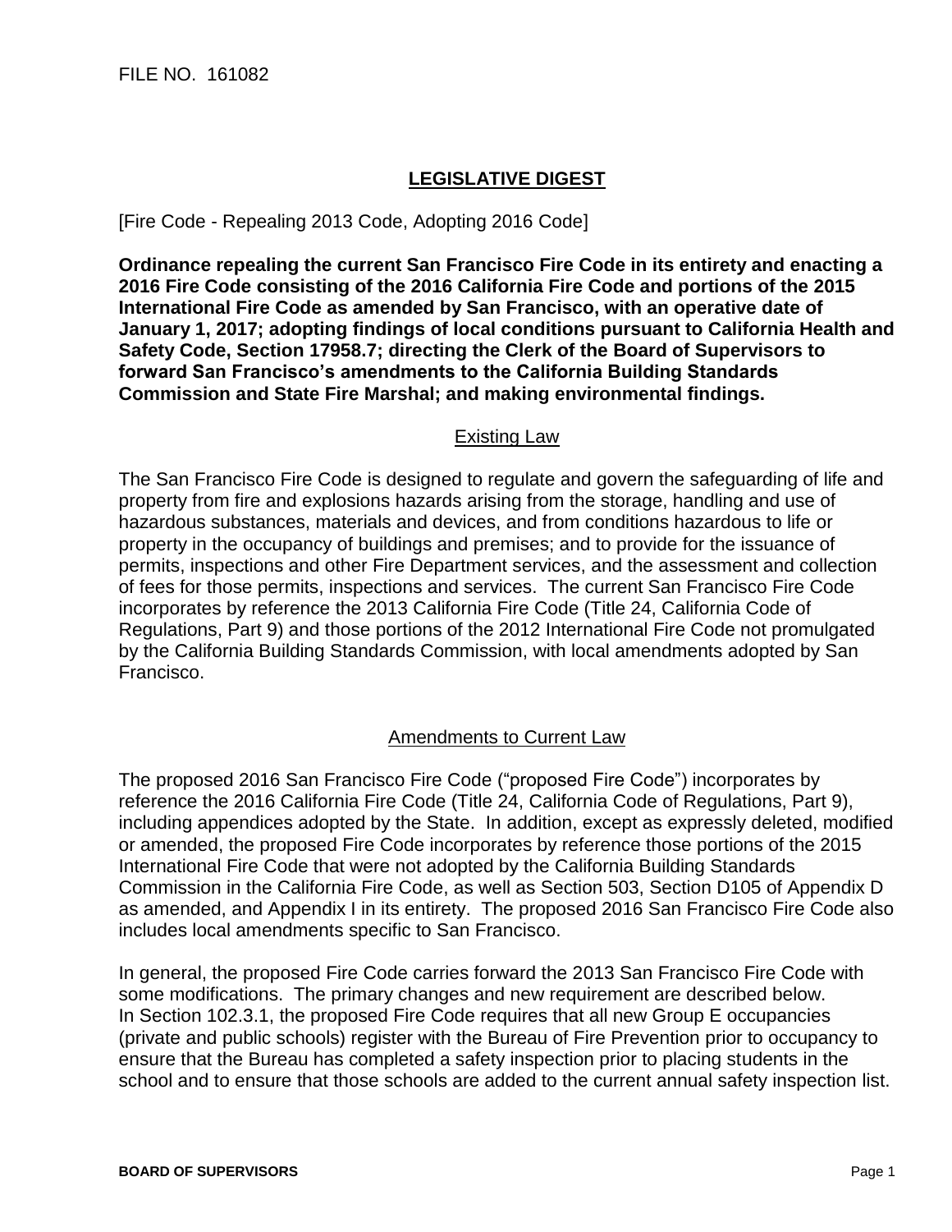FILE NO. 161082

## LEGISLATIVE DIGEST

[Fire Code - Repealing 2013 Code, Adopting 2016 Code]

**Ordinance repealing the current San Francisco Fire Code in its entirety and enacting a 2016 Fire Code consisting of the 2016 California Fire Code and portions of the 2015 International Fire Code as amended by San Francisco, with an operative date of January 1, 2017; adopting findings of local conditions pursuant to California Health and Safety Code, Section 17958.7; directing the Clerk of the Board of Supervisors to forward San Francisco's amendments to the California Building Standards Commission and State Fire Marshal; and making environmental findings.**

### Existing Law

The San Francisco Fire Code is designed to regulate and govern the safeguarding of life and property from fire and explosions hazards arising from the storage, handling and use of hazardous substances, materials and devices, and from conditions hazardous to life or property in the occupancy of buildings and premises; and to provide for the issuance of permits, inspections and other Fire Department services, and the assessment and collection of fees for those permits, inspections and services. The current San Francisco Fire Code incorporates by reference the 2013 California Fire Code (Title 24, California Code of Regulations, Part 9) and those portions of the 2012 International Fire Code not promulgated by the California Building Standards Commission, with local amendments adopted by San Francisco.

### Amendments to Current Law

The proposed 2016 San Francisco Fire Code ("proposed Fire Code") incorporates by reference the 2016 California Fire Code (Title 24, California Code of Regulations, Part 9), including appendices adopted by the State. In addition, except as expressly deleted, modified or amended, the proposed Fire Code incorporates by reference those portions of the 2015 International Fire Code that were not adopted by the California Building Standards Commission in the California Fire Code, as well as Section 503, Section D105 of Appendix D as amended, and Appendix I in its entirety. The proposed 2016 San Francisco Fire Code also includes local amendments specific to San Francisco.

In general, the proposed Fire Code carries forward the 2013 San Francisco Fire Code with some modifications. The primary changes and new requirement are described below. In Section 102.3.1, the proposed Fire Code requires that all new Group E occupancies (private and public schools) register with the Bureau of Fire Prevention prior to occupancy to ensure that the Bureau has completed a safety inspection prior to placing students in the school and to ensure that those schools are added to the current annual safety inspection list.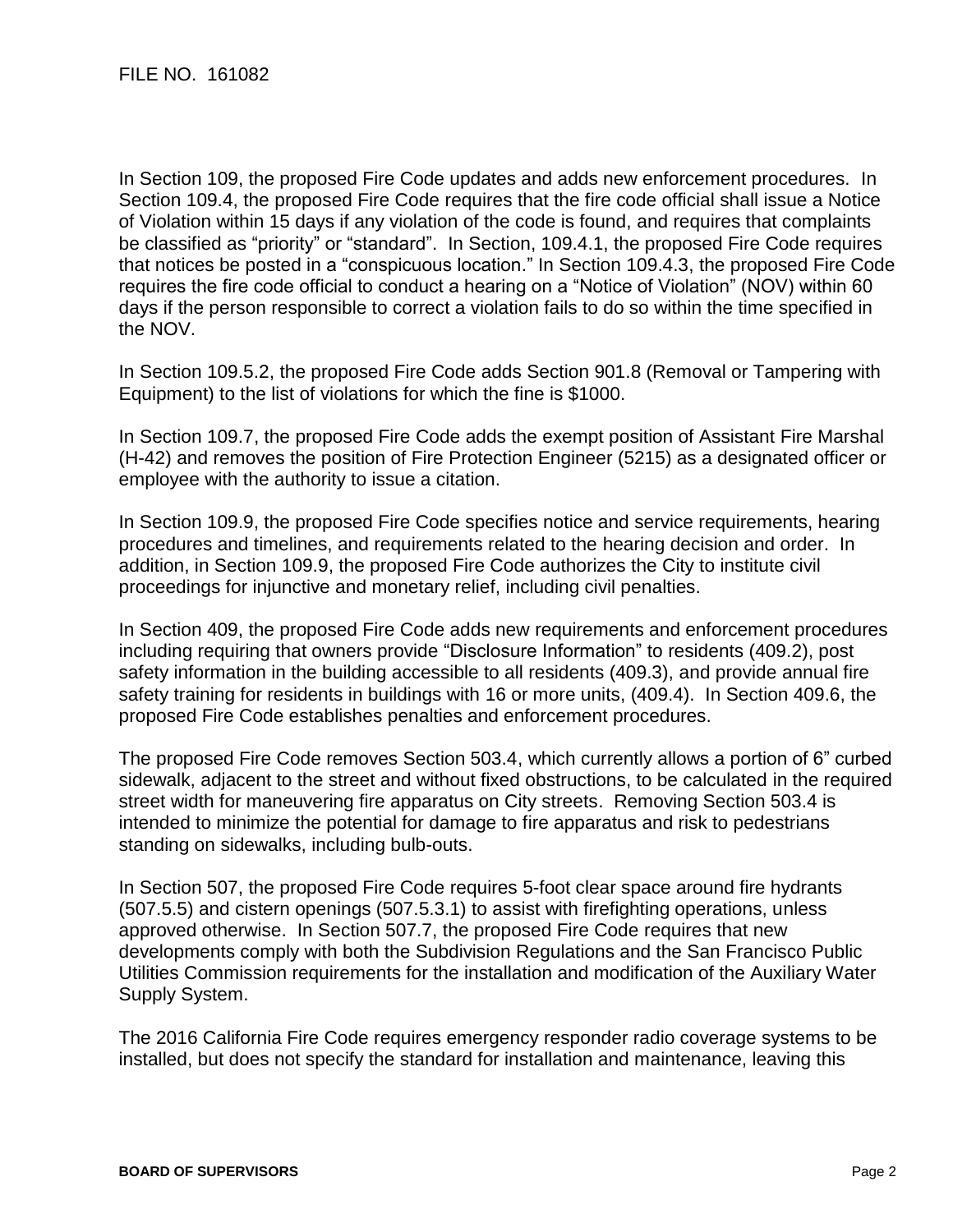In Section 109, the proposed Fire Code updates and adds new enforcement procedures. In Section 109.4, the proposed Fire Code requires that the fire code official shall issue a Notice of Violation within 15 days if any violation of the code is found, and requires that complaints be classified as "priority" or "standard". In Section, 109.4.1, the proposed Fire Code requires that notices be posted in a "conspicuous location." In Section 109.4.3, the proposed Fire Code requires the fire code official to conduct a hearing on a "Notice of Violation" (NOV) within 60 days if the person responsible to correct a violation fails to do so within the time specified in the NOV.

In Section 109.5.2, the proposed Fire Code adds Section 901.8 (Removal or Tampering with Equipment) to the list of violations for which the fine is $1000.

In Section 109.7, the proposed Fire Code adds the exempt position of Assistant Fire Marshal (H-42) and removes the position of Fire Protection Engineer (5215) as a designated officer or employee with the authority to issue a citation.

In Section 109.9, the proposed Fire Code specifies notice and service requirements, hearing procedures and timelines, and requirements related to the hearing decision and order. In addition, in Section 109.9, the proposed Fire Code authorizes the City to institute civil proceedings for injunctive and monetary relief, including civil penalties.

In Section 409, the proposed Fire Code adds new requirements and enforcement procedures including requiring that owners provide "Disclosure Information" to residents (409.2), post safety information in the building accessible to all residents (409.3), and provide annual fire safety training for residents in buildings with 16 or more units, (409.4). In Section 409.6, the proposed Fire Code establishes penalties and enforcement procedures.

The proposed Fire Code removes Section 503.4, which currently allows a portion of 6" curbed sidewalk, adjacent to the street and without fixed obstructions, to be calculated in the required street width for maneuvering fire apparatus on City streets. Removing Section 503.4 is intended to minimize the potential for damage to fire apparatus and risk to pedestrians standing on sidewalks, including bulb-outs.

In Section 507, the proposed Fire Code requires 5-foot clear space around fire hydrants (507.5.5) and cistern openings (507.5.3.1) to assist with firefighting operations, unless approved otherwise. In Section 507.7, the proposed Fire Code requires that new developments comply with both the Subdivision Regulations and the San Francisco Public Utilities Commission requirements for the installation and modification of the Auxiliary Water Supply System.

The 2016 California Fire Code requires emergency responder radio coverage systems to be installed, but does not specify the standard for installation and maintenance, leaving this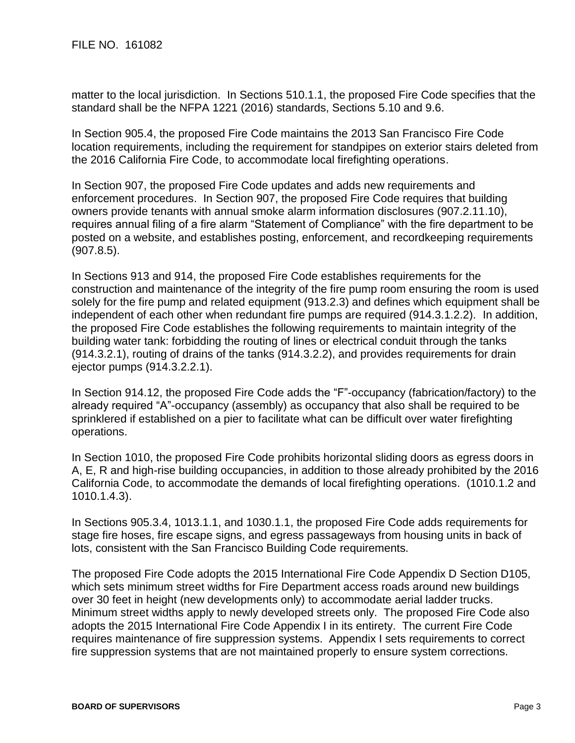matter to the local jurisdiction. In Sections 510.1.1, the proposed Fire Code specifies that the standard shall be the NFPA 1221 (2016) standards, Sections 5.10 and 9.6.

In Section 905.4, the proposed Fire Code maintains the 2013 San Francisco Fire Code location requirements, including the requirement for standpipes on exterior stairs deleted from the 2016 California Fire Code, to accommodate local firefighting operations.

In Section 907, the proposed Fire Code updates and adds new requirements and enforcement procedures. In Section 907, the proposed Fire Code requires that building owners provide tenants with annual smoke alarm information disclosures (907.2.11.10), requires annual filing of a fire alarm "Statement of Compliance" with the fire department to be posted on a website, and establishes posting, enforcement, and recordkeeping requirements (907.8.5).

In Sections 913 and 914, the proposed Fire Code establishes requirements for the construction and maintenance of the integrity of the fire pump room ensuring the room is used solely for the fire pump and related equipment (913.2.3) and defines which equipment shall be independent of each other when redundant fire pumps are required (914.3.1.2.2). In addition, the proposed Fire Code establishes the following requirements to maintain integrity of the building water tank: forbidding the routing of lines or electrical conduit through the tanks (914.3.2.1), routing of drains of the tanks (914.3.2.2), and provides requirements for drain ejector pumps (914.3.2.2.1).

In Section 914.12, the proposed Fire Code adds the "F"-occupancy (fabrication/factory) to the already required "A"-occupancy (assembly) as occupancy that also shall be required to be sprinklered if established on a pier to facilitate what can be difficult over water firefighting operations.

In Section 1010, the proposed Fire Code prohibits horizontal sliding doors as egress doors in A, E, R and high-rise building occupancies, in addition to those already prohibited by the 2016 California Code, to accommodate the demands of local firefighting operations. (1010.1.2 and 1010.1.4.3).

In Sections 905.3.4, 1013.1.1, and 1030.1.1, the proposed Fire Code adds requirements for stage fire hoses, fire escape signs, and egress passageways from housing units in back of lots, consistent with the San Francisco Building Code requirements.

The proposed Fire Code adopts the 2015 International Fire Code Appendix D Section D105, which sets minimum street widths for Fire Department access roads around new buildings over 30 feet in height (new developments only) to accommodate aerial ladder trucks. Minimum street widths apply to newly developed streets only. The proposed Fire Code also adopts the 2015 International Fire Code Appendix I in its entirety. The current Fire Code requires maintenance of fire suppression systems. Appendix I sets requirements to correct fire suppression systems that are not maintained properly to ensure system corrections.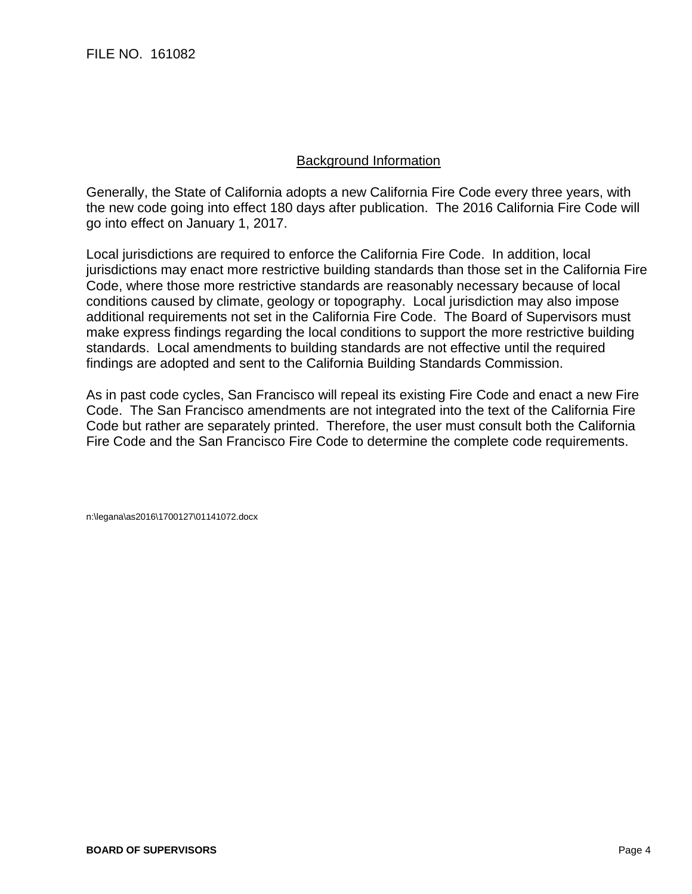FILE NO. 161082

## Background Information

Generally, the State of California adopts a new California Fire Code every three years, with the new code going into effect 180 days after publication. The 2016 California Fire Code will go into effect on January 1, 2017.

Local jurisdictions are required to enforce the California Fire Code. In addition, local jurisdictions may enact more restrictive building standards than those set in the California Fire Code, where those more restrictive standards are reasonably necessary because of local conditions caused by climate, geology or topography. Local jurisdiction may also impose additional requirements not set in the California Fire Code. The Board of Supervisors must make express findings regarding the local conditions to support the more restrictive building standards. Local amendments to building standards are not effective until the required findings are adopted and sent to the California Building Standards Commission.

As in past code cycles, San Francisco will repeal its existing Fire Code and enact a new Fire Code. The San Francisco amendments are not integrated into the text of the California Fire Code but rather are separately printed. Therefore, the user must consult both the California Fire Code and the San Francisco Fire Code to determine the complete code requirements.

n:\legana\as2016\1700127\01141072.docx